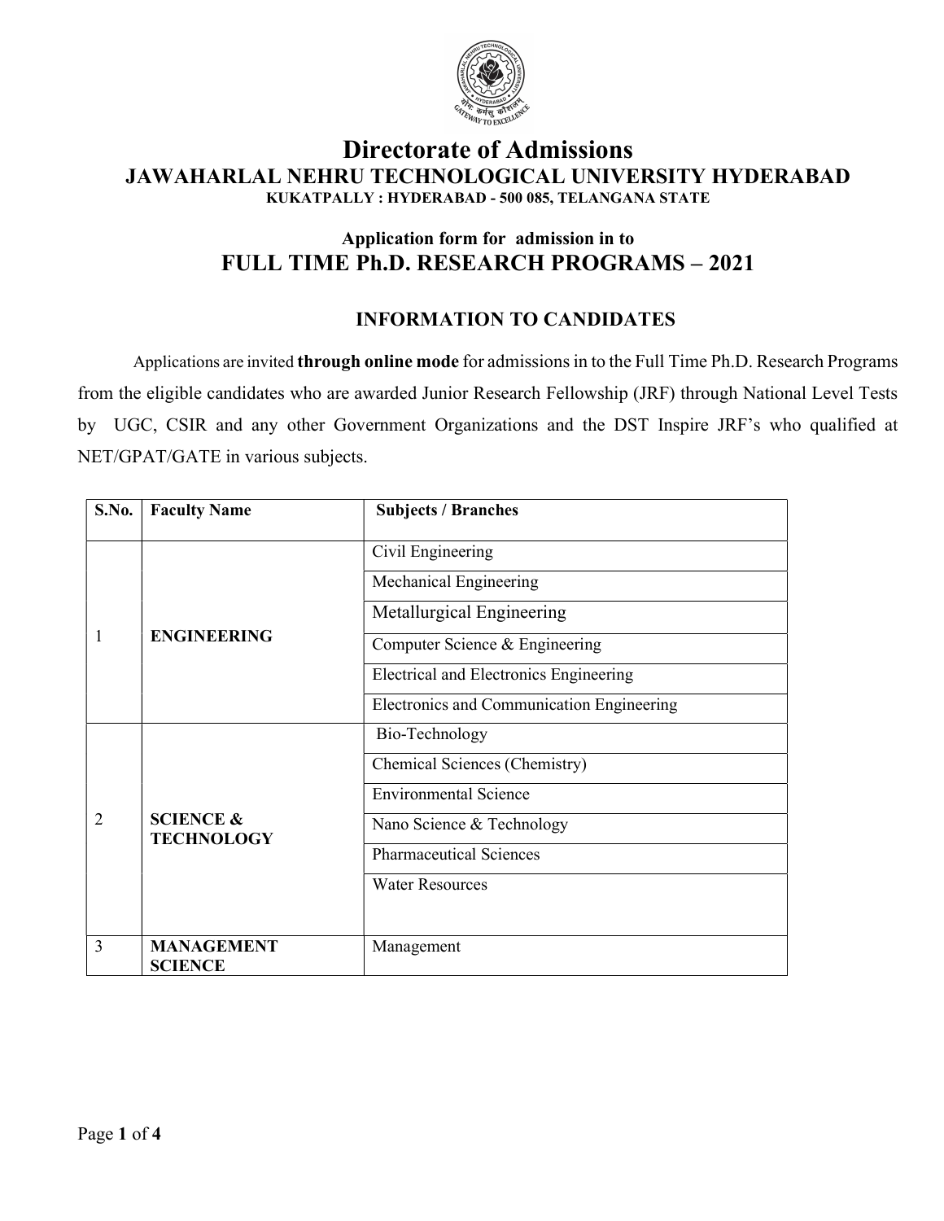# Directorate of Admissions

## JAWAHARLAL NEHRU TECHNOLOGICAL UNIVERSITY HYDERABAD

**KUKATPALLY : HYDERABAD - 500 085, TELANGANA STATE**

### Application form for admission in to

## FULL TIME Ph.D. RESEARCH PROGRAMS – 2021

### INFORMATION TO CANDIDATES

Applications are invited **through online mode** for admissions in to the Full Time Ph.D. Research Programs from the eligible candidates who are awarded Junior Research Fellowship (JRF) through National Level Tests by UGC, CSIR and any other Government Organizations and the DST Inspire JRF's who qualified at NET/GPAT/GATE in various subjects.

| S.No. | Faculty Name | Subjects / Branches |
|---|---|---|
| 1 | **ENGINEERING** | Civil Engineering |
| | | Mechanical Engineering |
| | | Metallurgical Engineering |
| | | Computer Science & Engineering |
| | | Electrical and Electronics Engineering |
| | | Electronics and Communication Engineering |
| 2 | **SCIENCE & TECHNOLOGY** | Bio-Technology |
| | | Chemical Sciences (Chemistry) |
| | | Environmental Science |
| | | Nano Science & Technology |
| | | Pharmaceutical Sciences |
| | | Water Resources |
| 3 | **MANAGEMENT SCIENCE** | Management |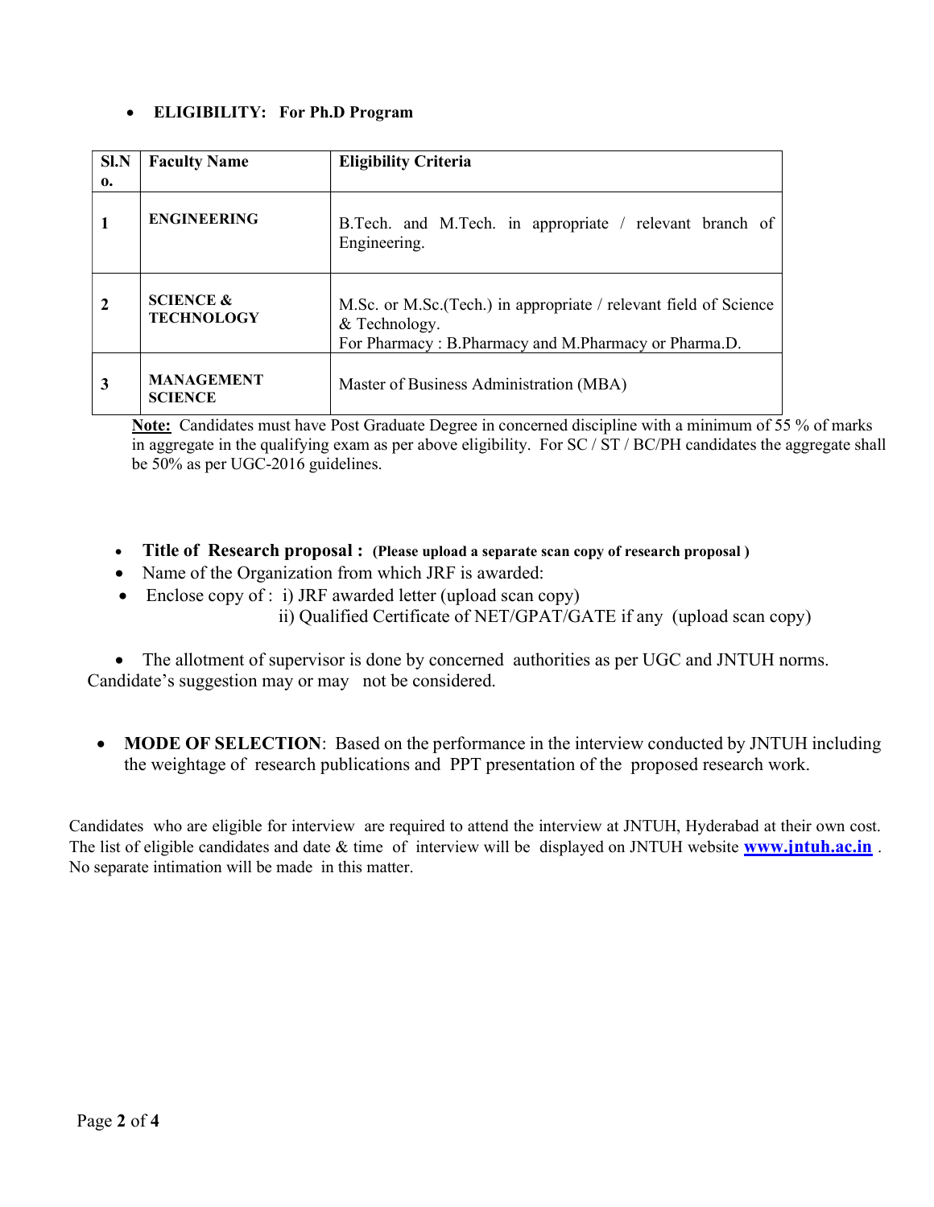- **ELIGIBILITY: For Ph.D Program**

| Sl.No. | Faculty Name | Eligibility Criteria |
|---|---|---|
| 1 | ENGINEERING | B.Tech. and M.Tech. in appropriate / relevant branch of Engineering. |
| 2 | SCIENCE & TECHNOLOGY | M.Sc. or M.Sc.(Tech.) in appropriate / relevant field of Science & Technology.<br>For Pharmacy : B.Pharmacy and M.Pharmacy or Pharma.D. |
| 3 | MANAGEMENT SCIENCE | Master of Business Administration (MBA) |

**Note:** Candidates must have Post Graduate Degree in concerned discipline with a minimum of 55 % of marks in aggregate in the qualifying exam as per above eligibility. For SC / ST / BC/PH candidates the aggregate shall be 50% as per UGC-2016 guidelines.

- **Title of Research proposal : (Please upload a separate scan copy of research proposal )**
- Name of the Organization from which JRF is awarded:
- Enclose copy of : i) JRF awarded letter (upload scan copy)
  ii) Qualified Certificate of NET/GPAT/GATE if any (upload scan copy)

- The allotment of supervisor is done by concerned authorities as per UGC and JNTUH norms. Candidate's suggestion may or may not be considered.

- **MODE OF SELECTION**: Based on the performance in the interview conducted by JNTUH including the weightage of research publications and PPT presentation of the proposed research work.

Candidates who are eligible for interview are required to attend the interview at JNTUH, Hyderabad at their own cost. The list of eligible candidates and date & time of interview will be displayed on JNTUH website **www.jntuh.ac.in** . No separate intimation will be made in this matter.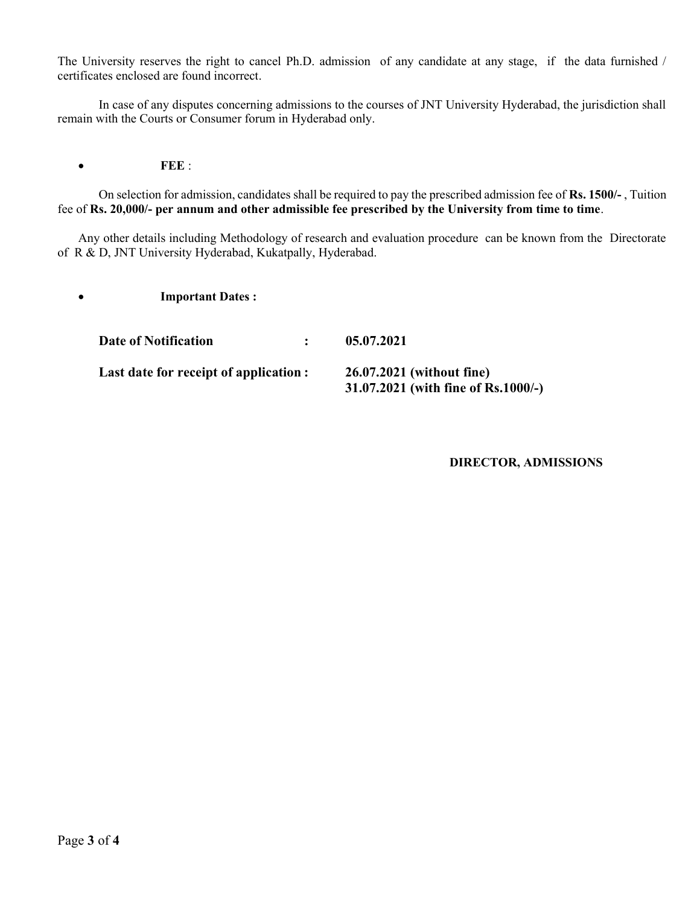The University reserves the right to cancel Ph.D. admission of any candidate at any stage, if the data furnished / certificates enclosed are found incorrect.

In case of any disputes concerning admissions to the courses of JNT University Hyderabad, the jurisdiction shall remain with the Courts or Consumer forum in Hyderabad only.

- **FEE** :

On selection for admission, candidates shall be required to pay the prescribed admission fee of **Rs. 1500/-** , Tuition fee of **Rs. 20,000/- per annum and other admissible fee prescribed by the University from time to time**.

Any other details including Methodology of research and evaluation procedure can be known from the Directorate of R & D, JNT University Hyderabad, Kukatpally, Hyderabad.

- **Important Dates :**

| | | |
|---|---|---|
| **Date of Notification** | **:** | **05.07.2021** |
| **Last date for receipt of application :** | | **26.07.2021 (without fine)**<br>**31.07.2021 (with fine of Rs.1000/-)** |

**DIRECTOR, ADMISSIONS**